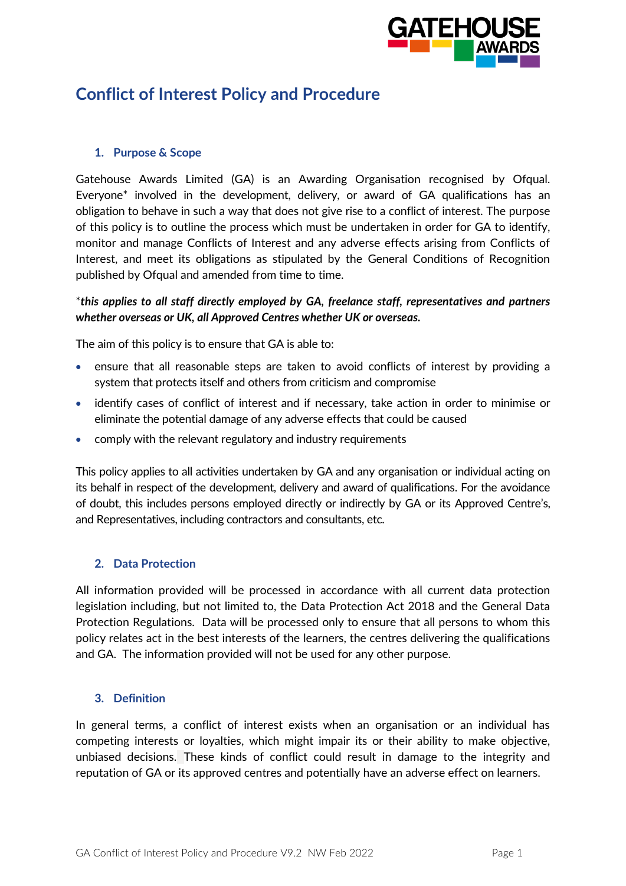# Conflict of Interest Policy and Procedure

## 1. Purpose & Scope

Gatehouse Awards Limited (GA) is an Awarding Organisation recognised by Ofqual. Everyone* involved in the development, delivery, or award of GA qualifications has an obligation to behave in such a way that does not give rise to a conflict of interest. The purpose of this policy is to outline the process which must be undertaken in order for GA to identify, monitor and manage Conflicts of Interest and any adverse effects arising from Conflicts of Interest, and meet its obligations as stipulated by the General Conditions of Recognition published by Ofqual and amended from time to time.

****this applies to all staff directly employed by GA, freelance staff, representatives and partners whether overseas or UK, all Approved Centres whether UK or overseas.***

The aim of this policy is to ensure that GA is able to:

- ensure that all reasonable steps are taken to avoid conflicts of interest by providing a system that protects itself and others from criticism and compromise
- identify cases of conflict of interest and if necessary, take action in order to minimise or eliminate the potential damage of any adverse effects that could be caused
- comply with the relevant regulatory and industry requirements

This policy applies to all activities undertaken by GA and any organisation or individual acting on its behalf in respect of the development, delivery and award of qualifications. For the avoidance of doubt, this includes persons employed directly or indirectly by GA or its Approved Centre's, and Representatives, including contractors and consultants, etc.

## 2. Data Protection

All information provided will be processed in accordance with all current data protection legislation including, but not limited to, the Data Protection Act 2018 and the General Data Protection Regulations. Data will be processed only to ensure that all persons to whom this policy relates act in the best interests of the learners, the centres delivering the qualifications and GA. The information provided will not be used for any other purpose.

## 3. Definition

In general terms, a conflict of interest exists when an organisation or an individual has competing interests or loyalties, which might impair its or their ability to make objective, unbiased decisions. These kinds of conflict could result in damage to the integrity and reputation of GA or its approved centres and potentially have an adverse effect on learners.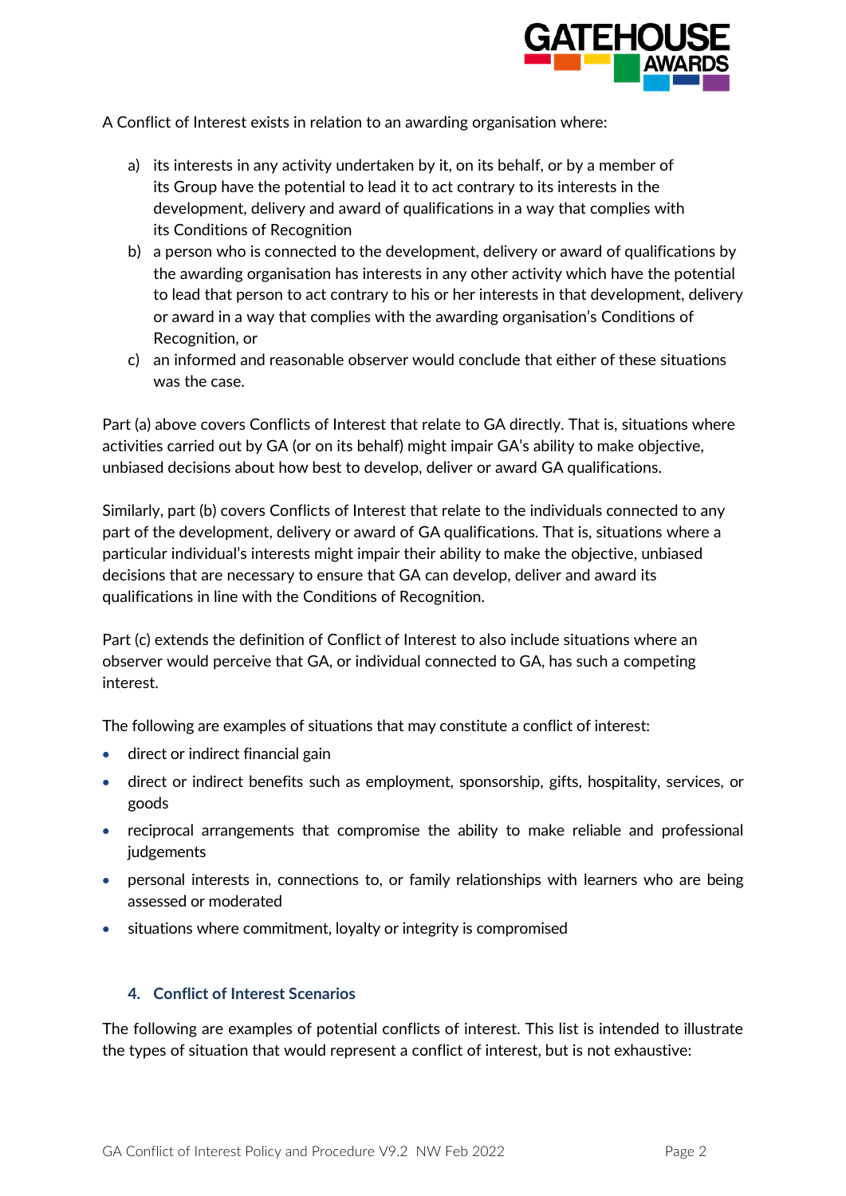A Conflict of Interest exists in relation to an awarding organisation where:

a) its interests in any activity undertaken by it, on its behalf, or by a member of its Group have the potential to lead it to act contrary to its interests in the development, delivery and award of qualifications in a way that complies with its Conditions of Recognition
b) a person who is connected to the development, delivery or award of qualifications by the awarding organisation has interests in any other activity which have the potential to lead that person to act contrary to his or her interests in that development, delivery or award in a way that complies with the awarding organisation's Conditions of Recognition, or
c) an informed and reasonable observer would conclude that either of these situations was the case.

Part (a) above covers Conflicts of Interest that relate to GA directly. That is, situations where activities carried out by GA (or on its behalf) might impair GA's ability to make objective, unbiased decisions about how best to develop, deliver or award GA qualifications.

Similarly, part (b) covers Conflicts of Interest that relate to the individuals connected to any part of the development, delivery or award of GA qualifications. That is, situations where a particular individual's interests might impair their ability to make the objective, unbiased decisions that are necessary to ensure that GA can develop, deliver and award its qualifications in line with the Conditions of Recognition.

Part (c) extends the definition of Conflict of Interest to also include situations where an observer would perceive that GA, or individual connected to GA, has such a competing interest.

The following are examples of situations that may constitute a conflict of interest:

- direct or indirect financial gain
- direct or indirect benefits such as employment, sponsorship, gifts, hospitality, services, or goods
- reciprocal arrangements that compromise the ability to make reliable and professional judgements
- personal interests in, connections to, or family relationships with learners who are being assessed or moderated
- situations where commitment, loyalty or integrity is compromised

## 4. Conflict of Interest Scenarios

The following are examples of potential conflicts of interest. This list is intended to illustrate the types of situation that would represent a conflict of interest, but is not exhaustive: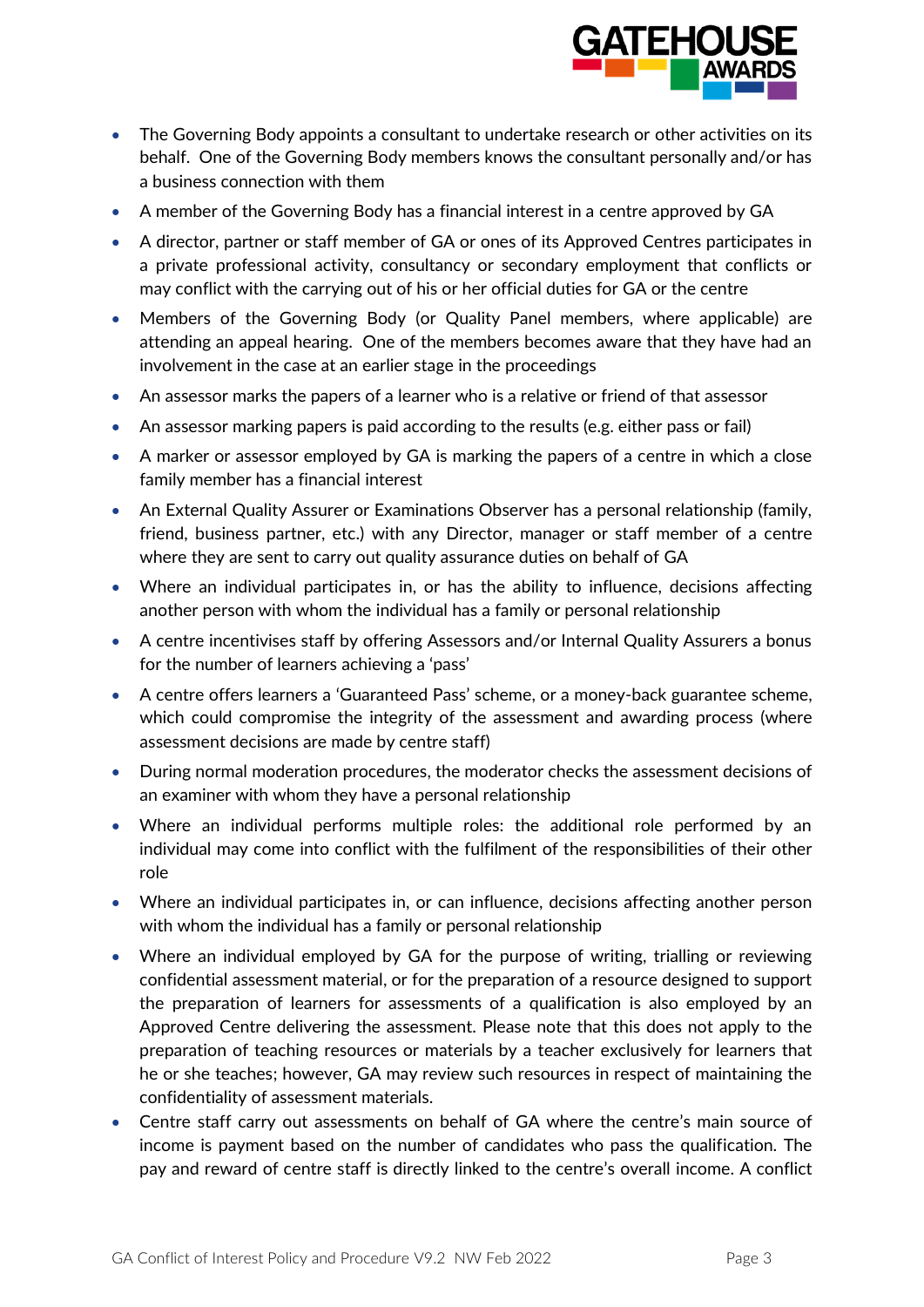- The Governing Body appoints a consultant to undertake research or other activities on its behalf. One of the Governing Body members knows the consultant personally and/or has a business connection with them
- A member of the Governing Body has a financial interest in a centre approved by GA
- A director, partner or staff member of GA or ones of its Approved Centres participates in a private professional activity, consultancy or secondary employment that conflicts or may conflict with the carrying out of his or her official duties for GA or the centre
- Members of the Governing Body (or Quality Panel members, where applicable) are attending an appeal hearing. One of the members becomes aware that they have had an involvement in the case at an earlier stage in the proceedings
- An assessor marks the papers of a learner who is a relative or friend of that assessor
- An assessor marking papers is paid according to the results (e.g. either pass or fail)
- A marker or assessor employed by GA is marking the papers of a centre in which a close family member has a financial interest
- An External Quality Assurer or Examinations Observer has a personal relationship (family, friend, business partner, etc.) with any Director, manager or staff member of a centre where they are sent to carry out quality assurance duties on behalf of GA
- Where an individual participates in, or has the ability to influence, decisions affecting another person with whom the individual has a family or personal relationship
- A centre incentivises staff by offering Assessors and/or Internal Quality Assurers a bonus for the number of learners achieving a 'pass'
- A centre offers learners a 'Guaranteed Pass' scheme, or a money-back guarantee scheme, which could compromise the integrity of the assessment and awarding process (where assessment decisions are made by centre staff)
- During normal moderation procedures, the moderator checks the assessment decisions of an examiner with whom they have a personal relationship
- Where an individual performs multiple roles: the additional role performed by an individual may come into conflict with the fulfilment of the responsibilities of their other role
- Where an individual participates in, or can influence, decisions affecting another person with whom the individual has a family or personal relationship
- Where an individual employed by GA for the purpose of writing, trialling or reviewing confidential assessment material, or for the preparation of a resource designed to support the preparation of learners for assessments of a qualification is also employed by an Approved Centre delivering the assessment. Please note that this does not apply to the preparation of teaching resources or materials by a teacher exclusively for learners that he or she teaches; however, GA may review such resources in respect of maintaining the confidentiality of assessment materials.
- Centre staff carry out assessments on behalf of GA where the centre's main source of income is payment based on the number of candidates who pass the qualification. The pay and reward of centre staff is directly linked to the centre's overall income. A conflict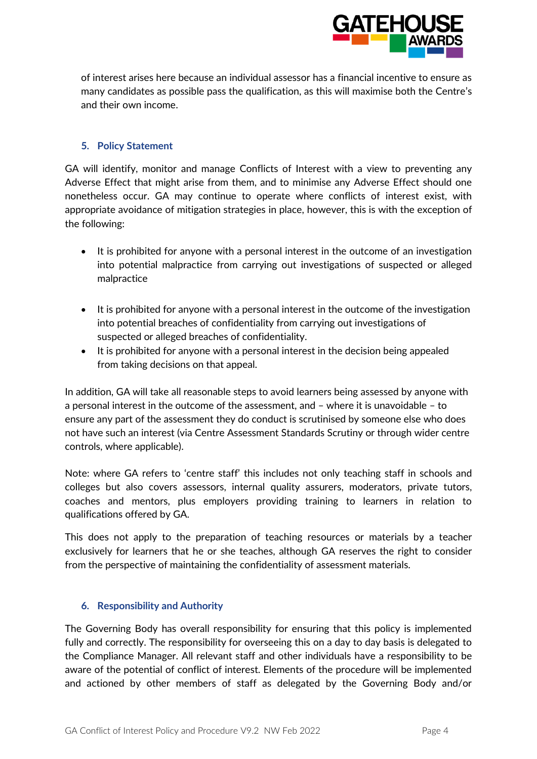of interest arises here because an individual assessor has a financial incentive to ensure as many candidates as possible pass the qualification, as this will maximise both the Centre's and their own income.

## 5. Policy Statement

GA will identify, monitor and manage Conflicts of Interest with a view to preventing any Adverse Effect that might arise from them, and to minimise any Adverse Effect should one nonetheless occur. GA may continue to operate where conflicts of interest exist, with appropriate avoidance of mitigation strategies in place, however, this is with the exception of the following:

- It is prohibited for anyone with a personal interest in the outcome of an investigation into potential malpractice from carrying out investigations of suspected or alleged malpractice
- It is prohibited for anyone with a personal interest in the outcome of the investigation into potential breaches of confidentiality from carrying out investigations of suspected or alleged breaches of confidentiality.
- It is prohibited for anyone with a personal interest in the decision being appealed from taking decisions on that appeal.

In addition, GA will take all reasonable steps to avoid learners being assessed by anyone with a personal interest in the outcome of the assessment, and – where it is unavoidable – to ensure any part of the assessment they do conduct is scrutinised by someone else who does not have such an interest (via Centre Assessment Standards Scrutiny or through wider centre controls, where applicable).

Note: where GA refers to 'centre staff' this includes not only teaching staff in schools and colleges but also covers assessors, internal quality assurers, moderators, private tutors, coaches and mentors, plus employers providing training to learners in relation to qualifications offered by GA.

This does not apply to the preparation of teaching resources or materials by a teacher exclusively for learners that he or she teaches, although GA reserves the right to consider from the perspective of maintaining the confidentiality of assessment materials.

## 6. Responsibility and Authority

The Governing Body has overall responsibility for ensuring that this policy is implemented fully and correctly. The responsibility for overseeing this on a day to day basis is delegated to the Compliance Manager. All relevant staff and other individuals have a responsibility to be aware of the potential of conflict of interest. Elements of the procedure will be implemented and actioned by other members of staff as delegated by the Governing Body and/or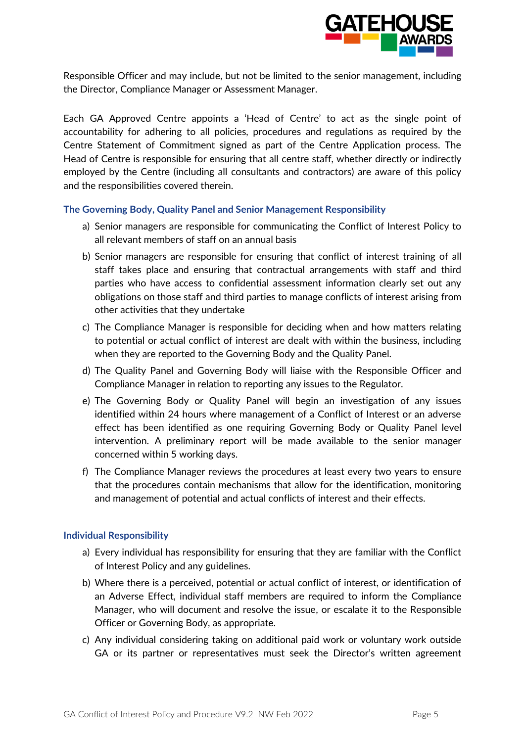Responsible Officer and may include, but not be limited to the senior management, including the Director, Compliance Manager or Assessment Manager.

Each GA Approved Centre appoints a 'Head of Centre' to act as the single point of accountability for adhering to all policies, procedures and regulations as required by the Centre Statement of Commitment signed as part of the Centre Application process. The Head of Centre is responsible for ensuring that all centre staff, whether directly or indirectly employed by the Centre (including all consultants and contractors) are aware of this policy and the responsibilities covered therein.

### The Governing Body, Quality Panel and Senior Management Responsibility

a) Senior managers are responsible for communicating the Conflict of Interest Policy to all relevant members of staff on an annual basis

b) Senior managers are responsible for ensuring that conflict of interest training of all staff takes place and ensuring that contractual arrangements with staff and third parties who have access to confidential assessment information clearly set out any obligations on those staff and third parties to manage conflicts of interest arising from other activities that they undertake

c) The Compliance Manager is responsible for deciding when and how matters relating to potential or actual conflict of interest are dealt with within the business, including when they are reported to the Governing Body and the Quality Panel.

d) The Quality Panel and Governing Body will liaise with the Responsible Officer and Compliance Manager in relation to reporting any issues to the Regulator.

e) The Governing Body or Quality Panel will begin an investigation of any issues identified within 24 hours where management of a Conflict of Interest or an adverse effect has been identified as one requiring Governing Body or Quality Panel level intervention. A preliminary report will be made available to the senior manager concerned within 5 working days.

f) The Compliance Manager reviews the procedures at least every two years to ensure that the procedures contain mechanisms that allow for the identification, monitoring and management of potential and actual conflicts of interest and their effects.

### Individual Responsibility

a) Every individual has responsibility for ensuring that they are familiar with the Conflict of Interest Policy and any guidelines.

b) Where there is a perceived, potential or actual conflict of interest, or identification of an Adverse Effect, individual staff members are required to inform the Compliance Manager, who will document and resolve the issue, or escalate it to the Responsible Officer or Governing Body, as appropriate.

c) Any individual considering taking on additional paid work or voluntary work outside GA or its partner or representatives must seek the Director's written agreement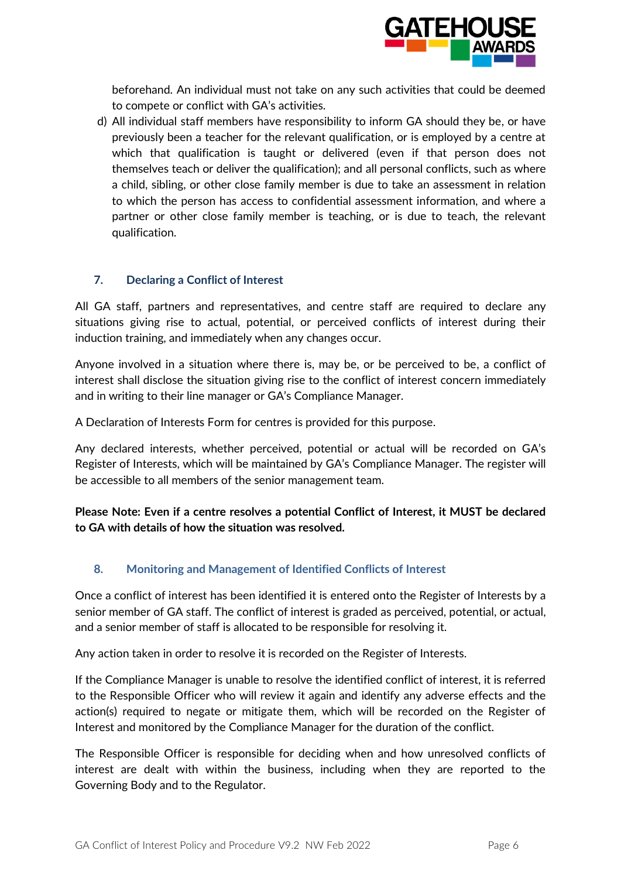beforehand. An individual must not take on any such activities that could be deemed to compete or conflict with GA's activities.

d) All individual staff members have responsibility to inform GA should they be, or have previously been a teacher for the relevant qualification, or is employed by a centre at which that qualification is taught or delivered (even if that person does not themselves teach or deliver the qualification); and all personal conflicts, such as where a child, sibling, or other close family member is due to take an assessment in relation to which the person has access to confidential assessment information, and where a partner or other close family member is teaching, or is due to teach, the relevant qualification.

## 7. Declaring a Conflict of Interest

All GA staff, partners and representatives, and centre staff are required to declare any situations giving rise to actual, potential, or perceived conflicts of interest during their induction training, and immediately when any changes occur.

Anyone involved in a situation where there is, may be, or be perceived to be, a conflict of interest shall disclose the situation giving rise to the conflict of interest concern immediately and in writing to their line manager or GA's Compliance Manager.

A Declaration of Interests Form for centres is provided for this purpose.

Any declared interests, whether perceived, potential or actual will be recorded on GA's Register of Interests, which will be maintained by GA's Compliance Manager. The register will be accessible to all members of the senior management team.

**Please Note: Even if a centre resolves a potential Conflict of Interest, it MUST be declared to GA with details of how the situation was resolved.**

## 8. Monitoring and Management of Identified Conflicts of Interest

Once a conflict of interest has been identified it is entered onto the Register of Interests by a senior member of GA staff. The conflict of interest is graded as perceived, potential, or actual, and a senior member of staff is allocated to be responsible for resolving it.

Any action taken in order to resolve it is recorded on the Register of Interests.

If the Compliance Manager is unable to resolve the identified conflict of interest, it is referred to the Responsible Officer who will review it again and identify any adverse effects and the action(s) required to negate or mitigate them, which will be recorded on the Register of Interest and monitored by the Compliance Manager for the duration of the conflict.

The Responsible Officer is responsible for deciding when and how unresolved conflicts of interest are dealt with within the business, including when they are reported to the Governing Body and to the Regulator.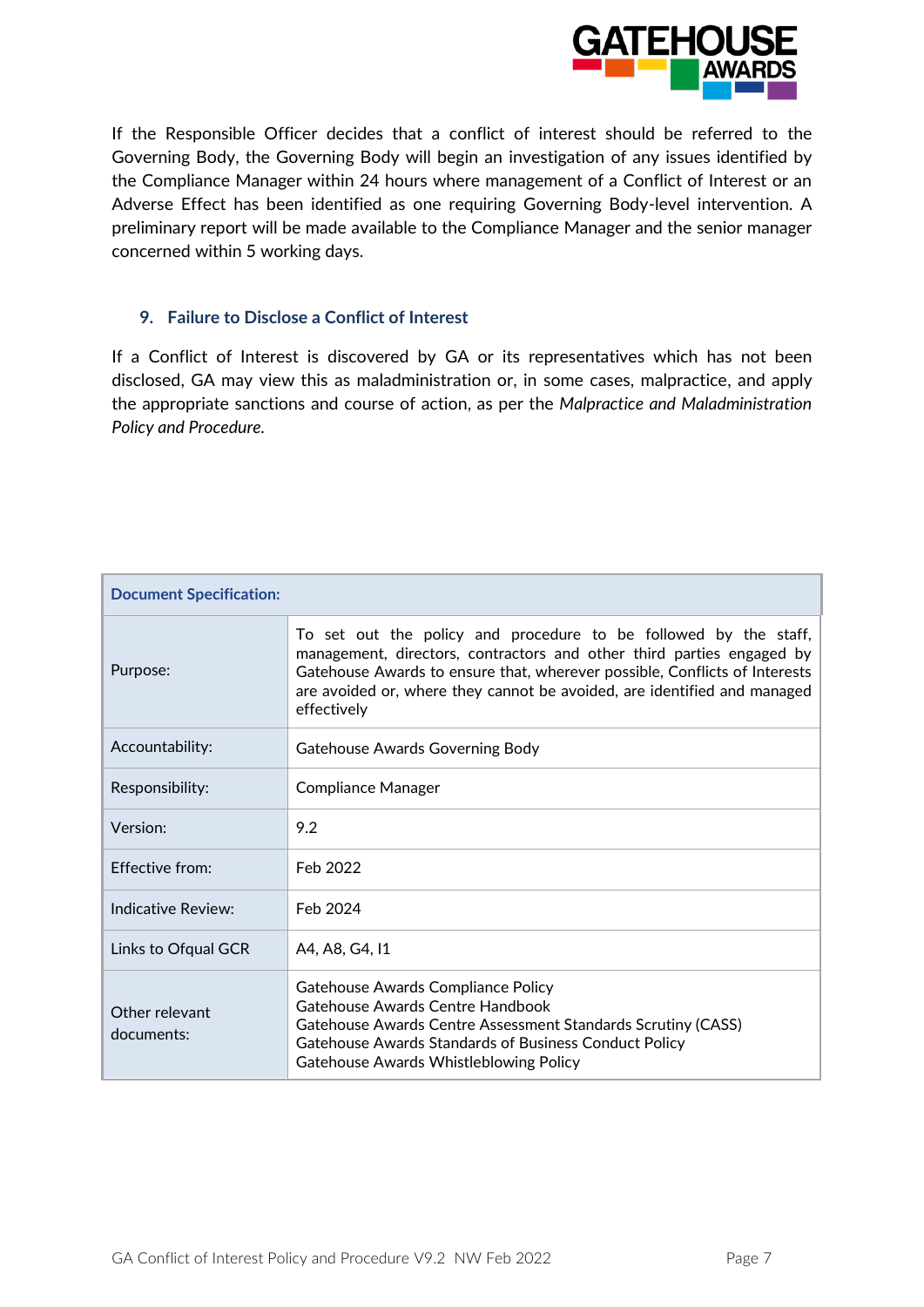If the Responsible Officer decides that a conflict of interest should be referred to the Governing Body, the Governing Body will begin an investigation of any issues identified by the Compliance Manager within 24 hours where management of a Conflict of Interest or an Adverse Effect has been identified as one requiring Governing Body-level intervention. A preliminary report will be made available to the Compliance Manager and the senior manager concerned within 5 working days.

## 9. Failure to Disclose a Conflict of Interest

If a Conflict of Interest is discovered by GA or its representatives which has not been disclosed, GA may view this as maladministration or, in some cases, malpractice, and apply the appropriate sanctions and course of action, as per the *Malpractice and Maladministration Policy and Procedure.*

| **Document Specification:** | |
|---|---|
| Purpose: | To set out the policy and procedure to be followed by the staff, management, directors, contractors and other third parties engaged by Gatehouse Awards to ensure that, wherever possible, Conflicts of Interests are avoided or, where they cannot be avoided, are identified and managed effectively |
| Accountability: | Gatehouse Awards Governing Body |
| Responsibility: | Compliance Manager |
| Version: | 9.2 |
| Effective from: | Feb 2022 |
| Indicative Review: | Feb 2024 |
| Links to Ofqual GCR | A4, A8, G4, I1 |
| Other relevant documents: | Gatehouse Awards Compliance Policy<br>Gatehouse Awards Centre Handbook<br>Gatehouse Awards Centre Assessment Standards Scrutiny (CASS)<br>Gatehouse Awards Standards of Business Conduct Policy<br>Gatehouse Awards Whistleblowing Policy |